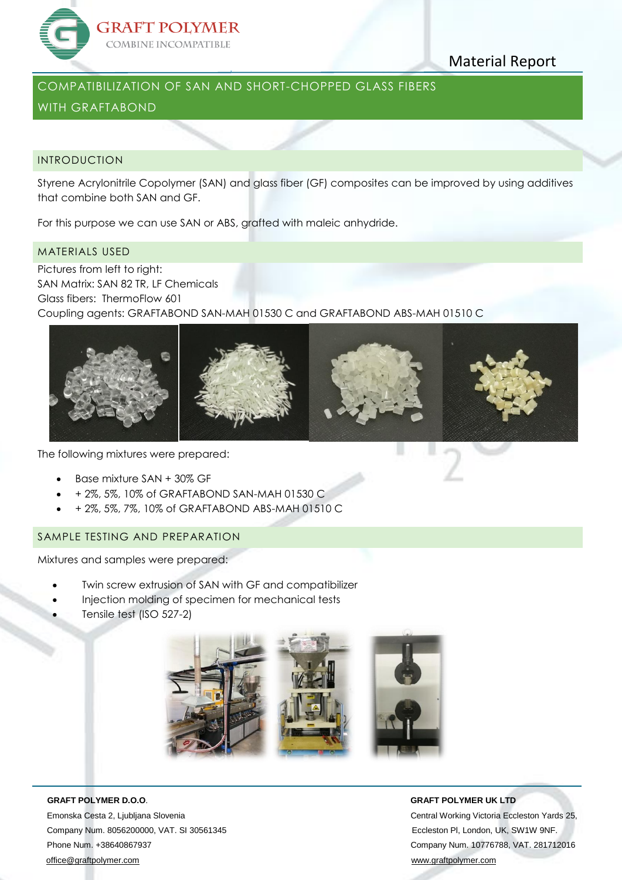# COMPATIBILIZATION OF SAN AND SHORT-CHOPPED GLASS FIBERS WITH GRAFTABOND

Material Report

## INTRODUCTION

Styrene Acrylonitrile Copolymer (SAN) and glass fiber (GF) composites can be improved by using additives that combine both SAN and GF.

For this purpose we can use SAN or ABS, grafted with maleic anhydride.

## MATERIALS USED

Pictures from left to right:
SAN Matrix: SAN 82 TR, LF Chemicals
Glass fibers: ThermoFlow 601
Coupling agents: GRAFTABOND SAN-MAH 01530 C and GRAFTABOND ABS-MAH 01510 C

The following mixtures were prepared:

- Base mixture SAN + 30% GF
- \+ 2%, 5%, 10% of GRAFTABOND SAN-MAH 01530 C
- \+ 2%, 5%, 7%, 10% of GRAFTABOND ABS-MAH 01510 C

## SAMPLE TESTING AND PREPARATION

Mixtures and samples were prepared:

- Twin screw extrusion of SAN with GF and compatibilizer
- Injection molding of specimen for mechanical tests
- Tensile test (ISO 527-2)

**GRAFT POLYMER D.O.O.**
Emonska Cesta 2, Ljubljana Slovenia
Company Num. 8056200000, VAT. SI 30561345
Phone Num. +38640867937
office@graftpolymer.com

**GRAFT POLYMER UK LTD**
Central Working Victoria Eccleston Yards 25, Eccleston Pl, London, UK, SW1W 9NF.
Company Num. 10776788, VAT. 281712016
www.graftpolymer.com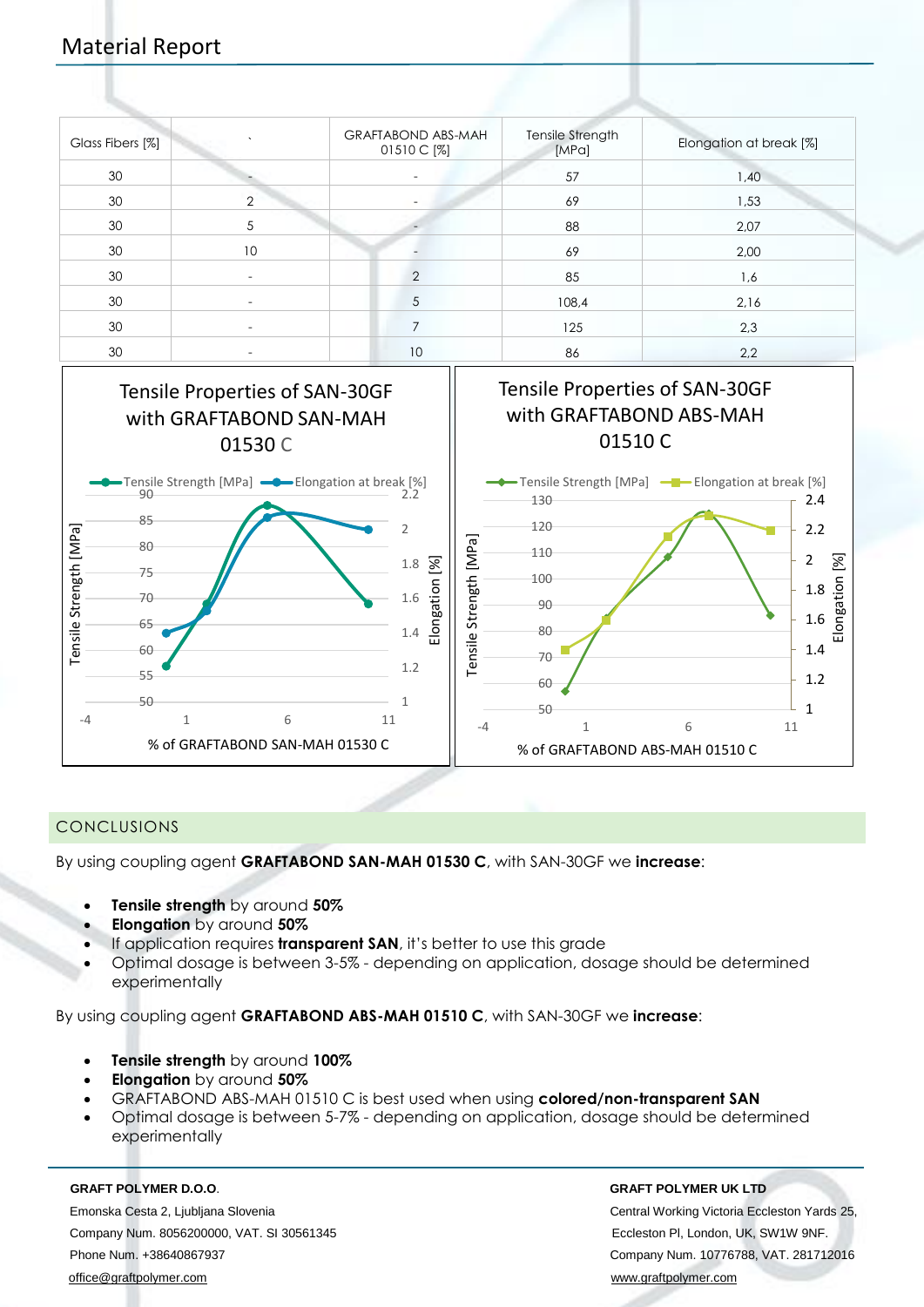## Material Report

| Glass Fibers [%] | ` | GRAFTABOND ABS-MAH 01510 C [%] | Tensile Strength [MPa] | Elongation at break [%] |
|---|---|---|---|---|
| 30 | - | - | 57 | 1,40 |
| 30 | 2 | - | 69 | 1,53 |
| 30 | 5 | - | 88 | 2,07 |
| 30 | 10 | - | 69 | 2,00 |
| 30 | - | 2 | 85 | 1,6 |
| 30 | - | 5 | 108,4 | 2,16 |
| 30 | - | 7 | 125 | 2,3 |
| 30 | - | 10 | 86 | 2,2 |

Tensile Properties of SAN-30GF with GRAFTABOND SAN-MAH 01530 C

Tensile Strength [MPa] — Elongation at break [%]

Tensile Strength [MPa]: 50, 55, 60, 65, 70, 75, 80, 85, 90

Elongation [%]: 1, 1.2, 1.4, 1.6, 1.8, 2, 2.2

-4, 1, 6, 11

% of GRAFTABOND SAN-MAH 01530 C

Tensile Properties of SAN-30GF with GRAFTABOND ABS-MAH 01510 C

Tensile Strength [MPa] — Elongation at break [%]

Tensile Strength [MPa]: 50, 60, 70, 80, 90, 100, 110, 120, 130

Elongation [%]: 1, 1.2, 1.4, 1.6, 1.8, 2, 2.2, 2.4

-4, 1, 6, 11

% of GRAFTABOND ABS-MAH 01510 C

## CONCLUSIONS

By using coupling agent **GRAFTABOND SAN-MAH 01530 C**, with SAN-30GF we **increase**:

- **Tensile strength** by around **50%**
- **Elongation** by around **50%**
- If application requires **transparent SAN**, it's better to use this grade
- Optimal dosage is between 3-5% - depending on application, dosage should be determined experimentally

By using coupling agent **GRAFTABOND ABS-MAH 01510 C**, with SAN-30GF we **increase**:

- **Tensile strength** by around **100%**
- **Elongation** by around **50%**
- GRAFTABOND ABS-MAH 01510 C is best used when using **colored/non-transparent SAN**
- Optimal dosage is between 5-7% - depending on application, dosage should be determined experimentally

**GRAFT POLYMER D.O.O.**
Emonska Cesta 2, Ljubljana Slovenia
Company Num. 8056200000, VAT. SI 30561345
Phone Num. +38640867937
office@graftpolymer.com

**GRAFT POLYMER UK LTD**
Central Working Victoria Eccleston Yards 25,
Eccleston Pl, London, UK, SW1W 9NF.
Company Num. 10776788, VAT. 281712016
www.graftpolymer.com